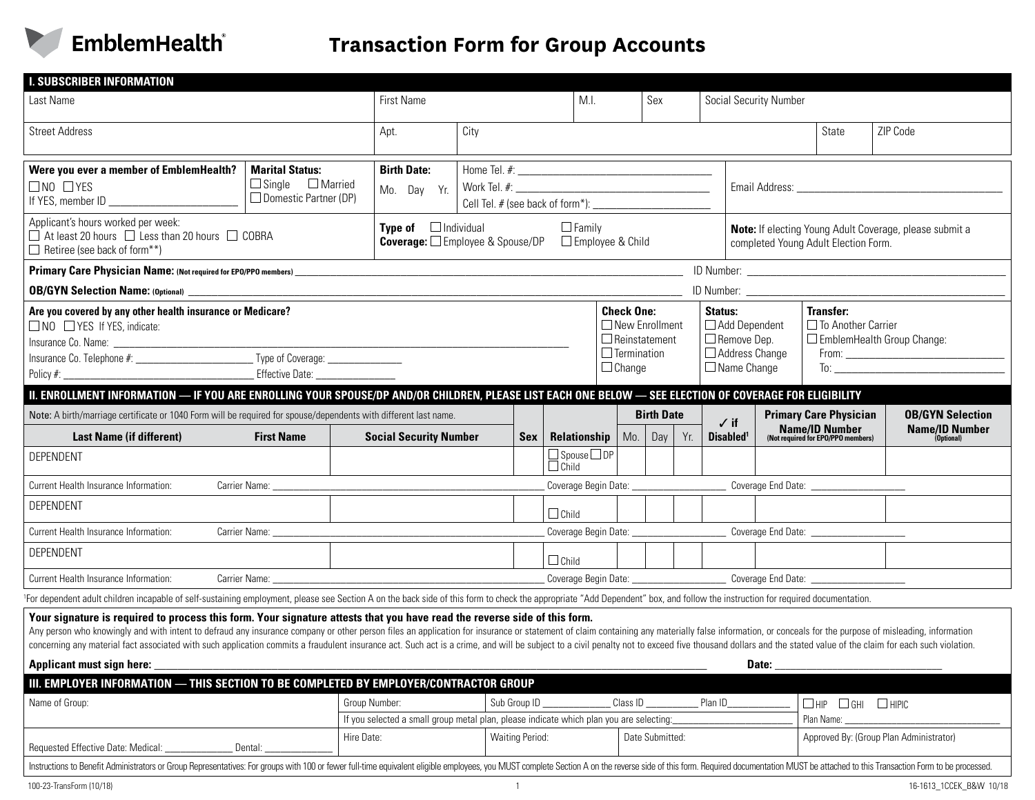EmblemHealth®

# Transaction Form for Group Accounts

## I. SUBSCRIBER INFORMATION

| Last Name | First Name | M.I. | Sex | Social Security Number |
|---|---|---|---|---|
| | | | | |

| Street Address | Apt. | City | State | ZIP Code |
|---|---|---|---|---|
| | | | | |

**Were you ever a member of EmblemHealth?** ☐ NO ☐ YES
If YES, member ID ________________________

**Marital Status:** ☐ Single ☐ Married ☐ Domestic Partner (DP)

**Birth Date:** Mo. Day Yr.

Home Tel. #: ____________________________________
Work Tel. #: ____________________________________
Cell Tel. # (see back of form*): ______________________

Email Address: ________________________________________

Applicant's hours worked per week:
☐ At least 20 hours ☐ Less than 20 hours ☐ COBRA
☐ Retiree (see back of form**)

**Type of Coverage:** ☐ Individual ☐ Family ☐ Employee & Spouse/DP ☐ Employee & Child

**Note:** If electing Young Adult Coverage, please submit a completed Young Adult Election Form.

**Primary Care Physician Name:** (Not required for EPO/PPO members) ____________________ ID Number: ____________________

**OB/GYN Selection Name:** (Optional) ____________________ ID Number: ____________________

**Are you covered by any other health insurance or Medicare?**
☐ NO ☐ YES If YES, indicate:
Insurance Co. Name: ________________________________________
Insurance Co. Telephone #: ______________________ Type of Coverage: ______________
Policy #: ____________________________________ Effective Date: _______________

**Check One:**
☐ New Enrollment
☐ Reinstatement
☐ Termination
☐ Change

**Status:**
☐ Add Dependent
☐ Remove Dep.
☐ Address Change
☐ Name Change

**Transfer:**
☐ To Another Carrier
☐ EmblemHealth Group Change:
From: ____________________________
To: ______________________________

## II. ENROLLMENT INFORMATION — IF YOU ARE ENROLLING YOUR SPOUSE/DP AND/OR CHILDREN, PLEASE LIST EACH ONE BELOW — SEE ELECTION OF COVERAGE FOR ELIGIBILITY

Note: A birth/marriage certificate or 1040 Form will be required for spouse/dependents with different last name.

| Last Name (if different) | First Name | Social Security Number | Sex | Relationship | Birth Date Mo. | Birth Date Day | Birth Date Yr. | ✓ if Disabled[1] | Primary Care Physician Name/ID Number (Not required for EPO/PPO members) | OB/GYN Selection Name/ID Number (Optional) |
|---|---|---|---|---|---|---|---|---|---|---|
| DEPENDENT | | | | ☐ Spouse ☐ DP ☐ Child | | | | | | |
| Current Health Insurance Information: Carrier Name: ______ | | | | Coverage Begin Date: ______ | | | | Coverage End Date: ______ | | |
| DEPENDENT | | | | ☐ Child | | | | | | |
| Current Health Insurance Information: Carrier Name: ______ | | | | Coverage Begin Date: ______ | | | | Coverage End Date: ______ | | |
| DEPENDENT | | | | ☐ Child | | | | | | |
| Current Health Insurance Information: Carrier Name: ______ | | | | Coverage Begin Date: ______ | | | | Coverage End Date: ______ | | |

[1]For dependent adult children incapable of self-sustaining employment, please see Section A on the back side of this form to check the appropriate "Add Dependent" box, and follow the instruction for required documentation.

**Your signature is required to process this form. Your signature attests that you have read the reverse side of this form.**
Any person who knowingly and with intent to defraud any insurance company or other person files an application for insurance or statement of claim containing any materially false information, or conceals for the purpose of misleading, information concerning any material fact associated with such application commits a fraudulent insurance act. Such act is a crime, and will be subject to a civil penalty not to exceed five thousand dollars and the stated value of the claim for each such violation.

**Applicant must sign here:** ________________________________________ **Date:** ______________________

## III. EMPLOYER INFORMATION — THIS SECTION TO BE COMPLETED BY EMPLOYER/CONTRACTOR GROUP

| Name of Group: | Group Number: | Sub Group ID ______ Class ID ______ Plan ID______ | ☐ HIP ☐ GHI ☐ HIPIC |
|---|---|---|---|
| | If you selected a small group metal plan, please indicate which plan you are selecting: ______ | | Plan Name: ______ |
| Requested Effective Date: Medical: ______ Dental: ______ | Hire Date: | Waiting Period: / Date Submitted: | Approved By: (Group Plan Administrator) |

Instructions to Benefit Administrators or Group Representatives: For groups with 100 or fewer full-time equivalent eligible employees, you MUST complete Section A on the reverse side of this form. Required documentation MUST be attached to this Transaction Form to be processed.

100-23-TransForm (10/18) 16-1613_1CCEK_B&W 10/18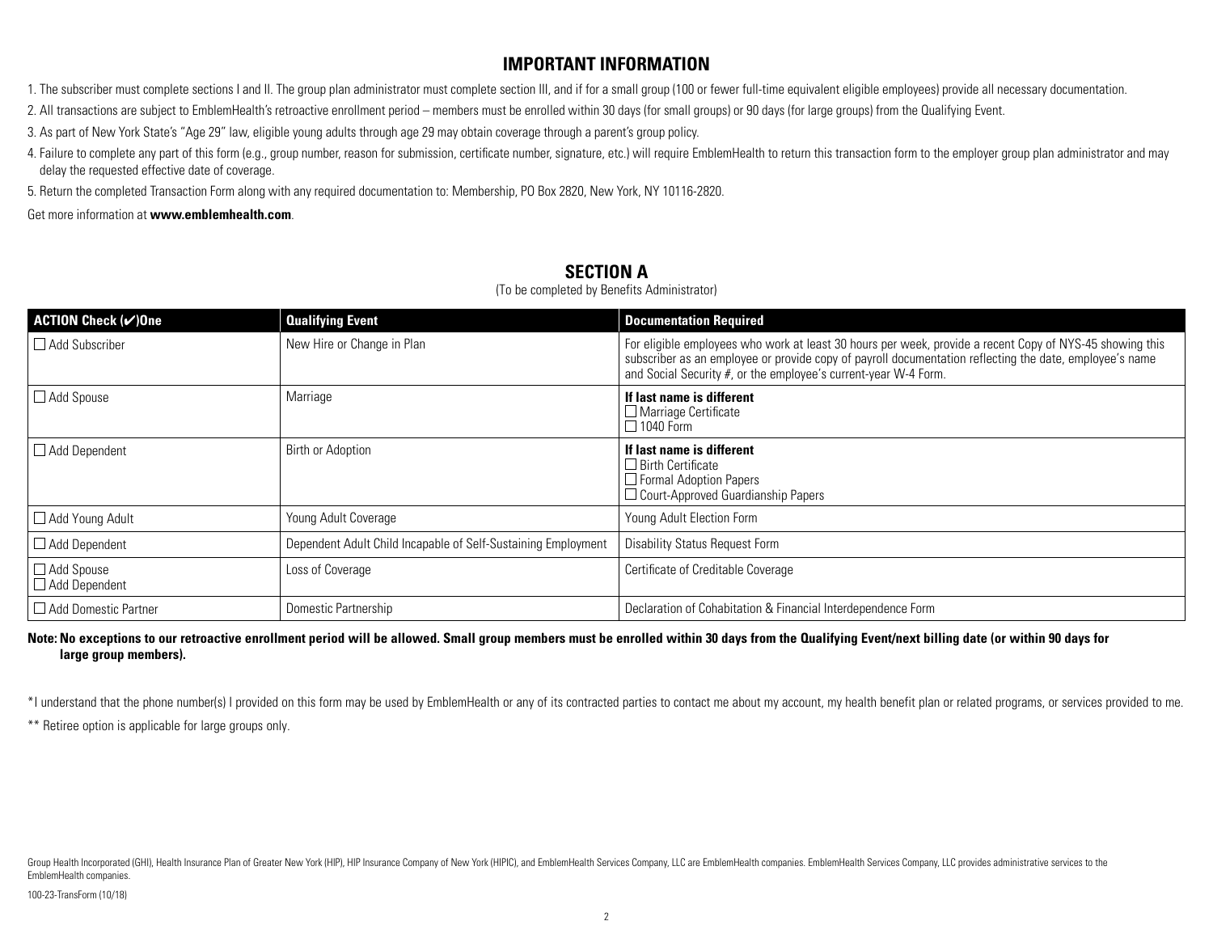## IMPORTANT INFORMATION

1. The subscriber must complete sections I and II. The group plan administrator must complete section III, and if for a small group (100 or fewer full-time equivalent eligible employees) provide all necessary documentation.
2. All transactions are subject to EmblemHealth's retroactive enrollment period – members must be enrolled within 30 days (for small groups) or 90 days (for large groups) from the Qualifying Event.
3. As part of New York State's "Age 29" law, eligible young adults through age 29 may obtain coverage through a parent's group policy.
4. Failure to complete any part of this form (e.g., group number, reason for submission, certificate number, signature, etc.) will require EmblemHealth to return this transaction form to the employer group plan administrator and may delay the requested effective date of coverage.
5. Return the completed Transaction Form along with any required documentation to: Membership, PO Box 2820, New York, NY 10116-2820.

Get more information at **www.emblemhealth.com**.

## SECTION A

(To be completed by Benefits Administrator)

| ACTION Check (✔)One | Qualifying Event | Documentation Required |
|---|---|---|
| ☐ Add Subscriber | New Hire or Change in Plan | For eligible employees who work at least 30 hours per week, provide a recent Copy of NYS-45 showing this subscriber as an employee or provide copy of payroll documentation reflecting the date, employee's name and Social Security #, or the employee's current-year W-4 Form. |
| ☐ Add Spouse | Marriage | **If last name is different**<br>☐ Marriage Certificate<br>☐ 1040 Form |
| ☐ Add Dependent | Birth or Adoption | **If last name is different**<br>☐ Birth Certificate<br>☐ Formal Adoption Papers<br>☐ Court-Approved Guardianship Papers |
| ☐ Add Young Adult | Young Adult Coverage | Young Adult Election Form |
| ☐ Add Dependent | Dependent Adult Child Incapable of Self-Sustaining Employment | Disability Status Request Form |
| ☐ Add Spouse<br>☐ Add Dependent | Loss of Coverage | Certificate of Creditable Coverage |
| ☐ Add Domestic Partner | Domestic Partnership | Declaration of Cohabitation & Financial Interdependence Form |

**Note: No exceptions to our retroactive enrollment period will be allowed. Small group members must be enrolled within 30 days from the Qualifying Event/next billing date (or within 90 days for large group members).**

*I understand that the phone number(s) I provided on this form may be used by EmblemHealth or any of its contracted parties to contact me about my account, my health benefit plan or related programs, or services provided to me.

** Retiree option is applicable for large groups only.

Group Health Incorporated (GHI), Health Insurance Plan of Greater New York (HIP), HIP Insurance Company of New York (HIPIC), and EmblemHealth Services Company, LLC are EmblemHealth companies. EmblemHealth Services Company, LLC provides administrative services to the EmblemHealth companies.

100-23-TransForm (10/18)